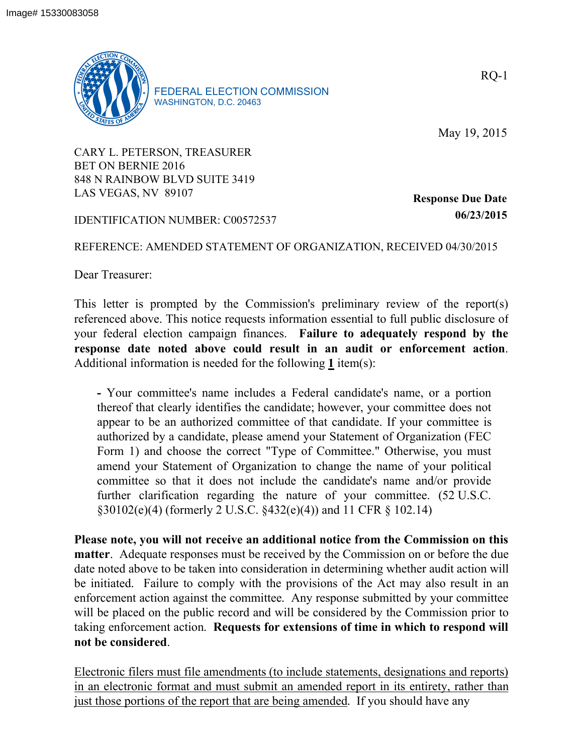Image# 15330083058

FEDERAL ELECTION COMMISSION
WASHINGTON, D.C. 20463

RQ-1

May 19, 2015

CARY L. PETERSON, TREASURER
BET ON BERNIE 2016
848 N RAINBOW BLVD SUITE 3419
LAS VEGAS, NV 89107

**Response Due Date**
**06/23/2015**

IDENTIFICATION NUMBER: C00572537

REFERENCE: AMENDED STATEMENT OF ORGANIZATION, RECEIVED 04/30/2015

Dear Treasurer:

This letter is prompted by the Commission's preliminary review of the report(s) referenced above. This notice requests information essential to full public disclosure of your federal election campaign finances. **Failure to adequately respond by the response date noted above could result in an audit or enforcement action**. Additional information is needed for the following **1** item(s):

- Your committee's name includes a Federal candidate's name, or a portion thereof that clearly identifies the candidate; however, your committee does not appear to be an authorized committee of that candidate. If your committee is authorized by a candidate, please amend your Statement of Organization (FEC Form 1) and choose the correct "Type of Committee." Otherwise, you must amend your Statement of Organization to change the name of your political committee so that it does not include the candidate's name and/or provide further clarification regarding the nature of your committee. (52 U.S.C. §30102(e)(4) (formerly 2 U.S.C. §432(e)(4)) and 11 CFR § 102.14)

**Please note, you will not receive an additional notice from the Commission on this matter**. Adequate responses must be received by the Commission on or before the due date noted above to be taken into consideration in determining whether audit action will be initiated. Failure to comply with the provisions of the Act may also result in an enforcement action against the committee. Any response submitted by your committee will be placed on the public record and will be considered by the Commission prior to taking enforcement action. **Requests for extensions of time in which to respond will not be considered**.

Electronic filers must file amendments (to include statements, designations and reports) in an electronic format and must submit an amended report in its entirety, rather than just those portions of the report that are being amended. If you should have any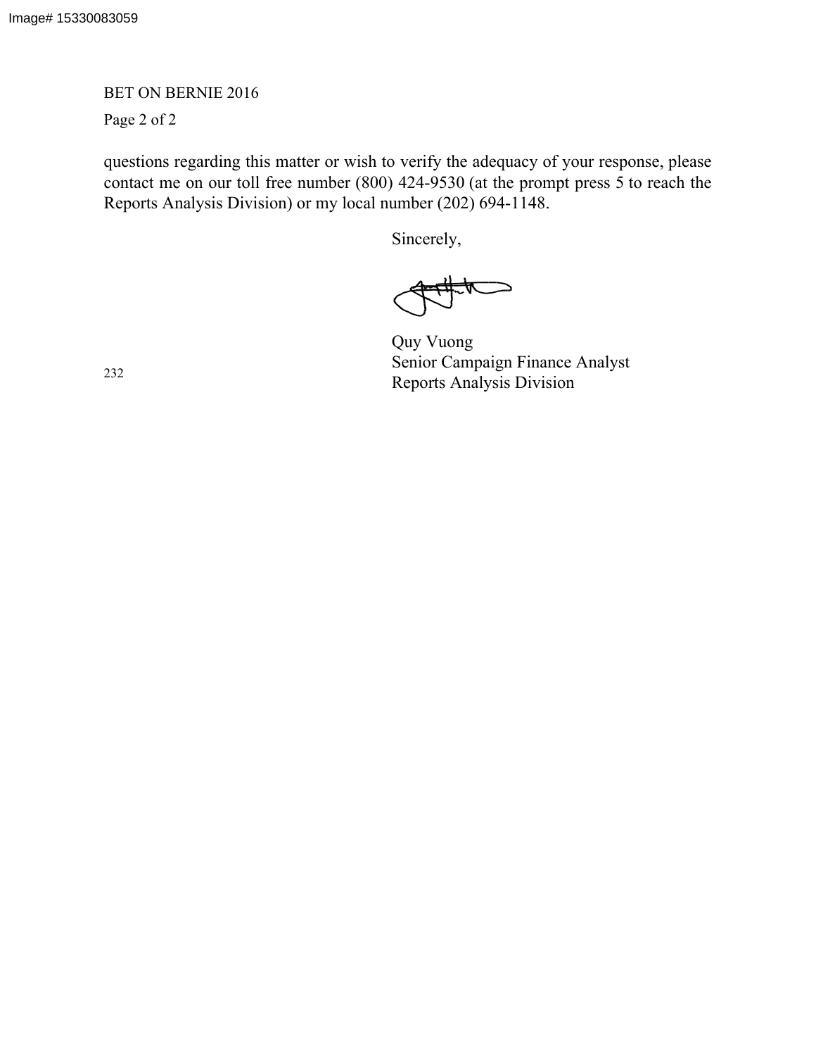questions regarding this matter or wish to verify the adequacy of your response, please contact me on our toll free number (800) 424-9530 (at the prompt press 5 to reach the Reports Analysis Division) or my local number (202) 694-1148.

Sincerely,

Quy Vuong
Senior Campaign Finance Analyst
Reports Analysis Division

232